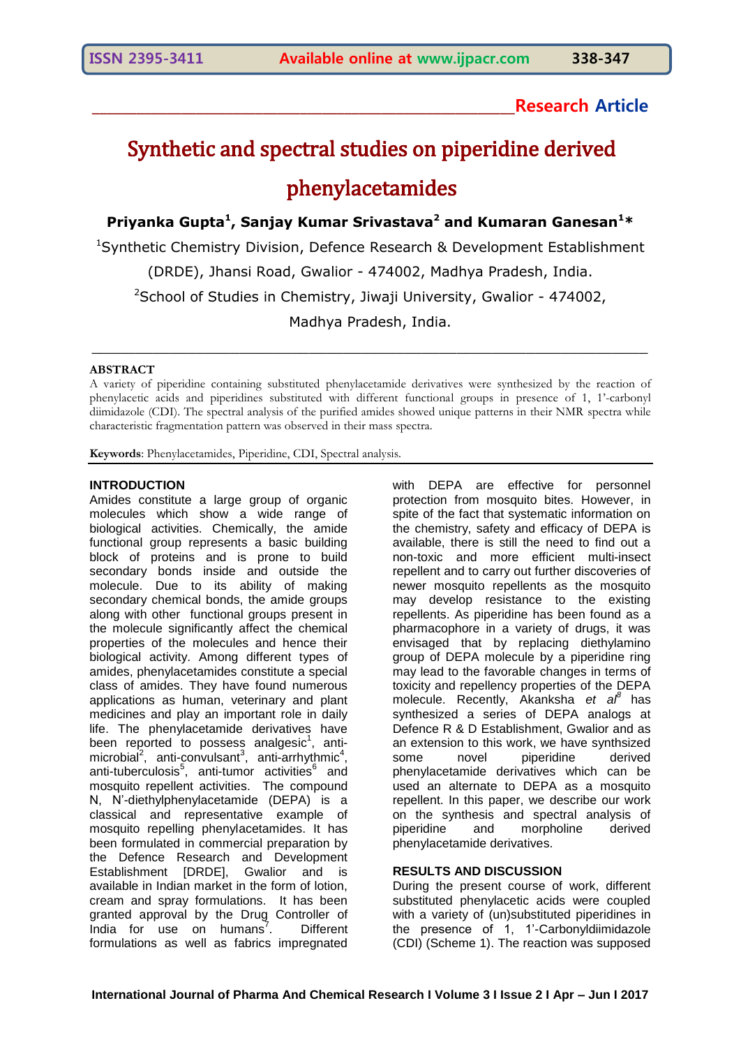**Research Article**

# Synthetic and spectral studies on piperidine derived phenylacetamides

**Priyanka Gupta[1], Sanjay Kumar Srivastava[2] and Kumaran Ganesan[1]***

[1]Synthetic Chemistry Division, Defence Research & Development Establishment (DRDE), Jhansi Road, Gwalior - 474002, Madhya Pradesh, India.

[2]School of Studies in Chemistry, Jiwaji University, Gwalior - 474002, Madhya Pradesh, India.

---

**ABSTRACT**

A variety of piperidine containing substituted phenylacetamide derivatives were synthesized by the reaction of phenylacetic acids and piperidines substituted with different functional groups in presence of 1, 1'-carbonyl diimidazole (CDI). The spectral analysis of the purified amides showed unique patterns in their NMR spectra while characteristic fragmentation pattern was observed in their mass spectra.

**Keywords**: Phenylacetamides, Piperidine, CDI, Spectral analysis.

## INTRODUCTION

Amides constitute a large group of organic molecules which show a wide range of biological activities. Chemically, the amide functional group represents a basic building block of proteins and is prone to build secondary bonds inside and outside the molecule. Due to its ability of making secondary chemical bonds, the amide groups along with other functional groups present in the molecule significantly affect the chemical properties of the molecules and hence their biological activity. Among different types of amides, phenylacetamides constitute a special class of amides. They have found numerous applications as human, veterinary and plant medicines and play an important role in daily life. The phenylacetamide derivatives have been reported to possess analgesic[1], anti-microbial[2], anti-convulsant[3], anti-arrhythmic[4], anti-tuberculosis[5], anti-tumor activities[6] and mosquito repellent activities. The compound N, N'-diethylphenylacetamide (DEPA) is a classical and representative example of mosquito repelling phenylacetamides. It has been formulated in commercial preparation by the Defence Research and Development Establishment [DRDE], Gwalior and is available in Indian market in the form of lotion, cream and spray formulations. It has been granted approval by the Drug Controller of India for use on humans[7]. Different formulations as well as fabrics impregnated with DEPA are effective for personnel protection from mosquito bites. However, in spite of the fact that systematic information on the chemistry, safety and efficacy of DEPA is available, there is still the need to find out a non-toxic and more efficient multi-insect repellent and to carry out further discoveries of newer mosquito repellents as the mosquito may develop resistance to the existing repellents. As piperidine has been found as a pharmacophore in a variety of drugs, it was envisaged that by replacing diethylamino group of DEPA molecule by a piperidine ring may lead to the favorable changes in terms of toxicity and repellency properties of the DEPA molecule. Recently, Akanksha *et al*[8] has synthesized a series of DEPA analogs at Defence R & D Establishment, Gwalior and as an extension to this work, we have synthsized some novel piperidine derived phenylacetamide derivatives which can be used an alternate to DEPA as a mosquito repellent. In this paper, we describe our work on the synthesis and spectral analysis of piperidine and morpholine derived phenylacetamide derivatives.

## RESULTS AND DISCUSSION

During the present course of work, different substituted phenylacetic acids were coupled with a variety of (un)substituted piperidines in the presence of 1, 1'-Carbonyldiimidazole (CDI) (Scheme 1). The reaction was supposed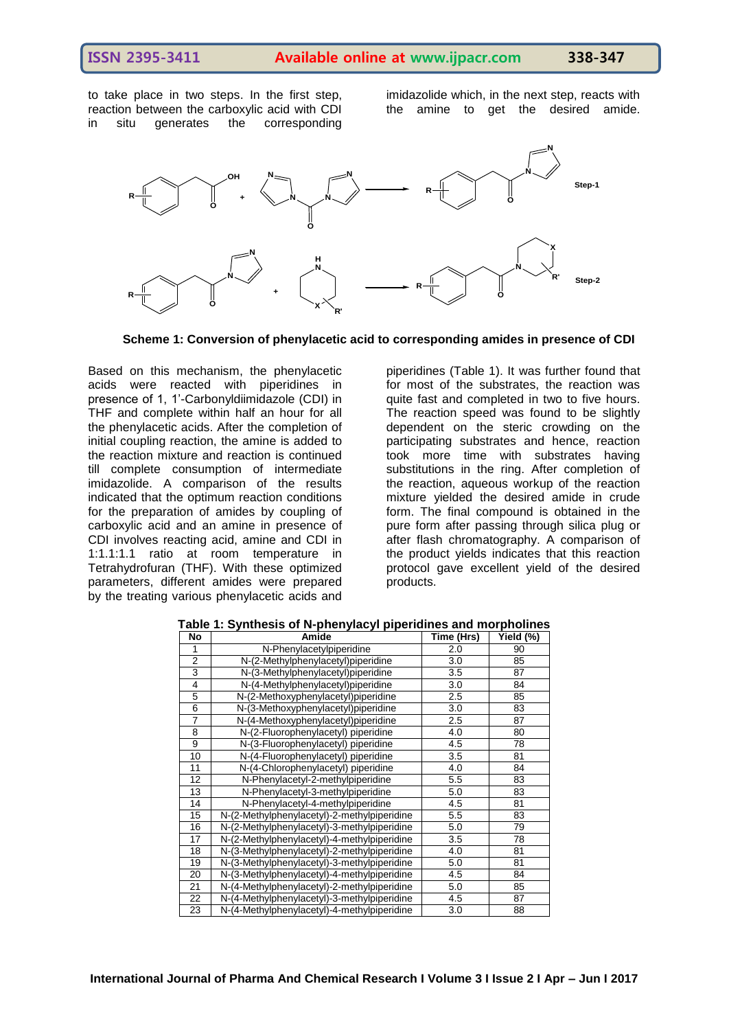to take place in two steps. In the first step, reaction between the carboxylic acid with CDI in situ generates the corresponding imidazolide which, in the next step, reacts with the amine to get the desired amide.

**Scheme 1: Conversion of phenylacetic acid to corresponding amides in presence of CDI**

Based on this mechanism, the phenylacetic acids were reacted with piperidines in presence of 1, 1'-Carbonyldiimidazole (CDI) in THF and complete within half an hour for all the phenylacetic acids. After the completion of initial coupling reaction, the amine is added to the reaction mixture and reaction is continued till complete consumption of intermediate imidazolide. A comparison of the results indicated that the optimum reaction conditions for the preparation of amides by coupling of carboxylic acid and an amine in presence of CDI involves reacting acid, amine and CDI in 1:1.1:1.1 ratio at room temperature in Tetrahydrofuran (THF). With these optimized parameters, different amides were prepared by the treating various phenylacetic acids and piperidines (Table 1). It was further found that for most of the substrates, the reaction was quite fast and completed in two to five hours. The reaction speed was found to be slightly dependent on the steric crowding on the participating substrates and hence, reaction took more time with substrates having substitutions in the ring. After completion of the reaction, aqueous workup of the reaction mixture yielded the desired amide in crude form. The final compound is obtained in the pure form after passing through silica plug or after flash chromatography. A comparison of the product yields indicates that this reaction protocol gave excellent yield of the desired products.

**Table 1: Synthesis of N-phenylacyl piperidines and morpholines**

| No | Amide | Time (Hrs) | Yield (%) |
|---|---|---|---|
| 1 | N-Phenylacetylpiperidine | 2.0 | 90 |
| 2 | N-(2-Methylphenylacetyl)piperidine | 3.0 | 85 |
| 3 | N-(3-Methylphenylacetyl)piperidine | 3.5 | 87 |
| 4 | N-(4-Methylphenylacetyl)piperidine | 3.0 | 84 |
| 5 | N-(2-Methoxyphenylacetyl)piperidine | 2.5 | 85 |
| 6 | N-(3-Methoxyphenylacetyl)piperidine | 3.0 | 83 |
| 7 | N-(4-Methoxyphenylacetyl)piperidine | 2.5 | 87 |
| 8 | N-(2-Fluorophenylacetyl) piperidine | 4.0 | 80 |
| 9 | N-(3-Fluorophenylacetyl) piperidine | 4.5 | 78 |
| 10 | N-(4-Fluorophenylacetyl) piperidine | 3.5 | 81 |
| 11 | N-(4-Chlorophenylacetyl) piperidine | 4.0 | 84 |
| 12 | N-Phenylacetyl-2-methylpiperidine | 5.5 | 83 |
| 13 | N-Phenylacetyl-3-methylpiperidine | 5.0 | 83 |
| 14 | N-Phenylacetyl-4-methylpiperidine | 4.5 | 81 |
| 15 | N-(2-Methylphenylacetyl)-2-methylpiperidine | 5.5 | 83 |
| 16 | N-(2-Methylphenylacetyl)-3-methylpiperidine | 5.0 | 79 |
| 17 | N-(2-Methylphenylacetyl)-4-methylpiperidine | 3.5 | 78 |
| 18 | N-(3-Methylphenylacetyl)-2-methylpiperidine | 4.0 | 81 |
| 19 | N-(3-Methylphenylacetyl)-3-methylpiperidine | 5.0 | 81 |
| 20 | N-(3-Methylphenylacetyl)-4-methylpiperidine | 4.5 | 84 |
| 21 | N-(4-Methylphenylacetyl)-2-methylpiperidine | 5.0 | 85 |
| 22 | N-(4-Methylphenylacetyl)-3-methylpiperidine | 4.5 | 87 |
| 23 | N-(4-Methylphenylacetyl)-4-methylpiperidine | 3.0 | 88 |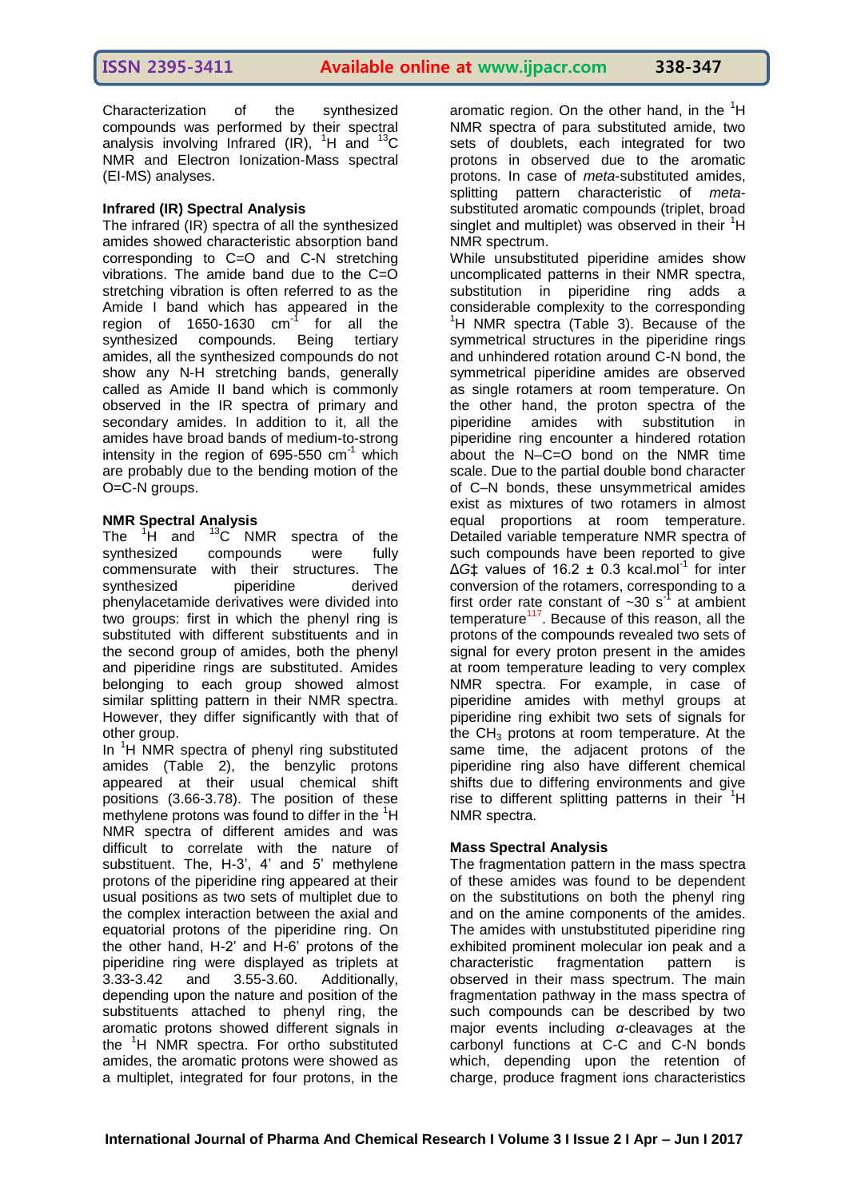Characterization of the synthesized compounds was performed by their spectral analysis involving Infrared (IR), $^{1}H$ and $^{13}C$ NMR and Electron Ionization-Mass spectral (EI-MS) analyses.

### Infrared (IR) Spectral Analysis

The infrared (IR) spectra of all the synthesized amides showed characteristic absorption band corresponding to C=O and C-N stretching vibrations. The amide band due to the C=O stretching vibration is often referred to as the Amide I band which has appeared in the region of 1650-1630 $cm^{-1}$ for all the synthesized compounds. Being tertiary amides, all the synthesized compounds do not show any N-H stretching bands, generally called as Amide II band which is commonly observed in the IR spectra of primary and secondary amides. In addition to it, all the amides have broad bands of medium-to-strong intensity in the region of 695-550 $cm^{-1}$ which are probably due to the bending motion of the O=C-N groups.

### NMR Spectral Analysis

The $^{1}H$ and $^{13}C$ NMR spectra of the synthesized compounds were fully commensurate with their structures. The synthesized piperidine derived phenylacetamide derivatives were divided into two groups: first in which the phenyl ring is substituted with different substituents and in the second group of amides, both the phenyl and piperidine rings are substituted. Amides belonging to each group showed almost similar splitting pattern in their NMR spectra. However, they differ significantly with that of other group.

In $^{1}H$ NMR spectra of phenyl ring substituted amides (Table 2), the benzylic protons appeared at their usual chemical shift positions (3.66-3.78). The position of these methylene protons was found to differ in the $^{1}H$ NMR spectra of different amides and was difficult to correlate with the nature of substituent. The, H-3', 4' and 5' methylene protons of the piperidine ring appeared at their usual positions as two sets of multiplet due to the complex interaction between the axial and equatorial protons of the piperidine ring. On the other hand, H-2' and H-6' protons of the piperidine ring were displayed as triplets at 3.33-3.42 and 3.55-3.60. Additionally, depending upon the nature and position of the substituents attached to phenyl ring, the aromatic protons showed different signals in the $^{1}H$ NMR spectra. For ortho substituted amides, the aromatic protons were showed as a multiplet, integrated for four protons, in the aromatic region. On the other hand, in the $^{1}H$ NMR spectra of para substituted amide, two sets of doublets, each integrated for two protons in observed due to the aromatic protons. In case of *meta*-substituted amides, splitting pattern characteristic of *meta*-substituted aromatic compounds (triplet, broad singlet and multiplet) was observed in their $^{1}H$ NMR spectrum.

While unsubstituted piperidine amides show uncomplicated patterns in their NMR spectra, substitution in piperidine ring adds a considerable complexity to the corresponding $^{1}H$ NMR spectra (Table 3). Because of the symmetrical structures in the piperidine rings and unhindered rotation around C-N bond, the symmetrical piperidine amides are observed as single rotamers at room temperature. On the other hand, the proton spectra of the piperidine amides with substitution in piperidine ring encounter a hindered rotation about the N–C=O bond on the NMR time scale. Due to the partial double bond character of C–N bonds, these unsymmetrical amides exist as mixtures of two rotamers in almost equal proportions at room temperature. Detailed variable temperature NMR spectra of such compounds have been reported to give $\Delta G‡$ values of 16.2 ± 0.3 $kcal.mol^{-1}$ for inter conversion of the rotamers, corresponding to a first order rate constant of ~30 $s^{-1}$ at ambient temperature[117]. Because of this reason, all the protons of the compounds revealed two sets of signal for every proton present in the amides at room temperature leading to very complex NMR spectra. For example, in case of piperidine amides with methyl groups at piperidine ring exhibit two sets of signals for the $CH_3$ protons at room temperature. At the same time, the adjacent protons of the piperidine ring also have different chemical shifts due to differing environments and give rise to different splitting patterns in their $^{1}H$ NMR spectra.

### Mass Spectral Analysis

The fragmentation pattern in the mass spectra of these amides was found to be dependent on the substitutions on both the phenyl ring and on the amine components of the amides. The amides with unstubstituted piperidine ring exhibited prominent molecular ion peak and a characteristic fragmentation pattern is observed in their mass spectrum. The main fragmentation pathway in the mass spectra of such compounds can be described by two major events including *α*-cleavages at the carbonyl functions at C-C and C-N bonds which, depending upon the retention of charge, produce fragment ions characteristics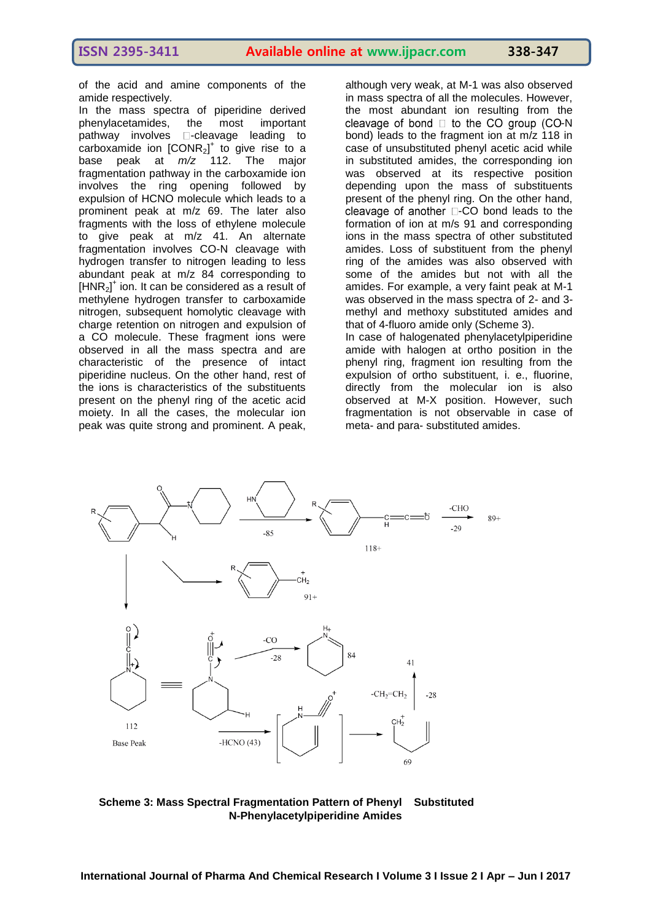of the acid and amine components of the amide respectively.

In the mass spectra of piperidine derived phenylacetamides, the most important pathway involves α-cleavage leading to carboxamide ion $[CONR_2]^+$ to give rise to a base peak at *m/z* 112. The major fragmentation pathway in the carboxamide ion involves the ring opening followed by expulsion of HCNO molecule which leads to a prominent peak at m/z 69. The later also fragments with the loss of ethylene molecule to give peak at m/z 41. An alternate fragmentation involves CO-N cleavage with hydrogen transfer to nitrogen leading to less abundant peak at m/z 84 corresponding to $[HNR_2]^+$ ion. It can be considered as a result of methylene hydrogen transfer to carboxamide nitrogen, subsequent homolytic cleavage with charge retention on nitrogen and expulsion of a CO molecule. These fragment ions were observed in all the mass spectra and are characteristic of the presence of intact piperidine nucleus. On the other hand, rest of the ions is characteristics of the substituents present on the phenyl ring of the acetic acid moiety. In all the cases, the molecular ion peak was quite strong and prominent. A peak, although very weak, at M-1 was also observed in mass spectra of all the molecules. However, the most abundant ion resulting from the cleavage of bond α to the CO group (CO-N bond) leads to the fragment ion at m/z 118 in case of unsubstituted phenyl acetic acid while in substituted amides, the corresponding ion was observed at its respective position depending upon the mass of substituents present of the phenyl ring. On the other hand, cleavage of another α-CO bond leads to the formation of ion at m/s 91 and corresponding ions in the mass spectra of other substituted amides. Loss of substituent from the phenyl ring of the amides was also observed with some of the amides but not with all the amides. For example, a very faint peak at M-1 was observed in the mass spectra of 2- and 3-methyl and methoxy substituted amides and that of 4-fluoro amide only (Scheme 3).

In case of halogenated phenylacetylpiperidine amide with halogen at ortho position in the phenyl ring, fragment ion resulting from the expulsion of ortho substituent, i. e., fluorine, directly from the molecular ion is also observed at M-X position. However, such fragmentation is not observable in case of meta- and para- substituted amides.

**Scheme 3: Mass Spectral Fragmentation Pattern of Phenyl Substituted N-Phenylacetylpiperidine Amides**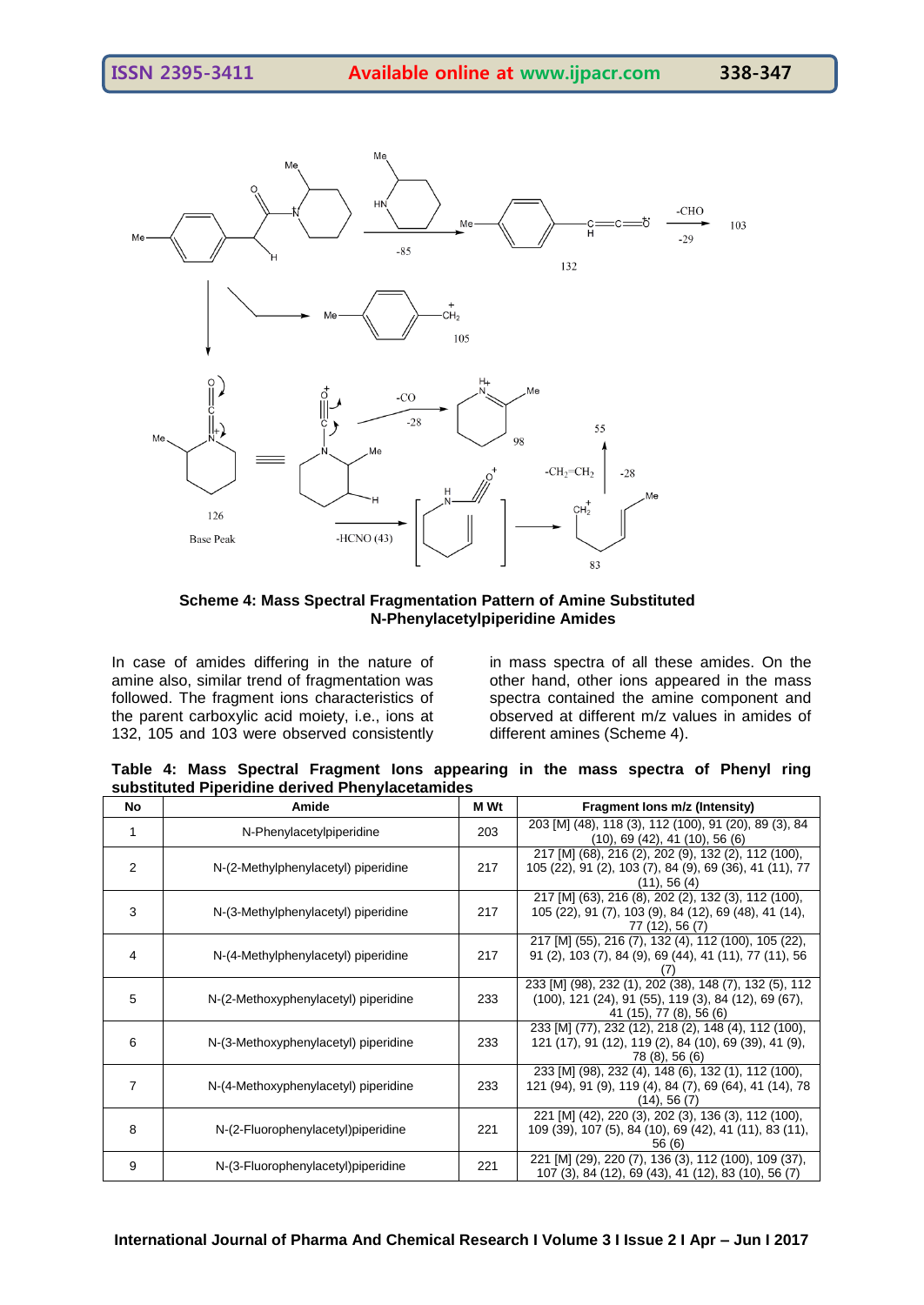**Scheme 4: Mass Spectral Fragmentation Pattern of Amine Substituted N-Phenylacetylpiperidine Amides**

In case of amides differing in the nature of amine also, similar trend of fragmentation was followed. The fragment ions characteristics of the parent carboxylic acid moiety, i.e., ions at 132, 105 and 103 were observed consistently in mass spectra of all these amides. On the other hand, other ions appeared in the mass spectra contained the amine component and observed at different m/z values in amides of different amines (Scheme 4).

**Table 4: Mass Spectral Fragment Ions appearing in the mass spectra of Phenyl ring substituted Piperidine derived Phenylacetamides**

| No | Amide | M Wt | Fragment Ions m/z (Intensity) |
|---|---|---|---|
| 1 | N-Phenylacetylpiperidine | 203 | 203 [M] (48), 118 (3), 112 (100), 91 (20), 89 (3), 84 (10), 69 (42), 41 (10), 56 (6) |
| 2 | N-(2-Methylphenylacetyl) piperidine | 217 | 217 [M] (68), 216 (2), 202 (9), 132 (2), 112 (100), 105 (22), 91 (2), 103 (7), 84 (9), 69 (36), 41 (11), 77 (11), 56 (4) |
| 3 | N-(3-Methylphenylacetyl) piperidine | 217 | 217 [M] (63), 216 (8), 202 (2), 132 (3), 112 (100), 105 (22), 91 (7), 103 (9), 84 (12), 69 (48), 41 (14), 77 (12), 56 (7) |
| 4 | N-(4-Methylphenylacetyl) piperidine | 217 | 217 [M] (55), 216 (7), 132 (4), 112 (100), 105 (22), 91 (2), 103 (7), 84 (9), 69 (44), 41 (11), 77 (11), 56 (7) |
| 5 | N-(2-Methoxyphenylacetyl) piperidine | 233 | 233 [M] (98), 232 (1), 202 (38), 148 (7), 132 (5), 112 (100), 121 (24), 91 (55), 119 (3), 84 (12), 69 (67), 41 (15), 77 (8), 56 (6) |
| 6 | N-(3-Methoxyphenylacetyl) piperidine | 233 | 233 [M] (77), 232 (12), 218 (2), 148 (4), 112 (100), 121 (17), 91 (12), 119 (2), 84 (10), 69 (39), 41 (9), 78 (8), 56 (6) |
| 7 | N-(4-Methoxyphenylacetyl) piperidine | 233 | 233 [M] (98), 232 (4), 148 (6), 132 (1), 112 (100), 121 (94), 91 (9), 119 (4), 84 (7), 69 (64), 41 (14), 78 (14), 56 (7) |
| 8 | N-(2-Fluorophenylacetyl)piperidine | 221 | 221 [M] (42), 220 (3), 202 (3), 136 (3), 112 (100), 109 (39), 107 (5), 84 (10), 69 (42), 41 (11), 83 (11), 56 (6) |
| 9 | N-(3-Fluorophenylacetyl)piperidine | 221 | 221 [M] (29), 220 (7), 136 (3), 112 (100), 109 (37), 107 (3), 84 (12), 69 (43), 41 (12), 83 (10), 56 (7) |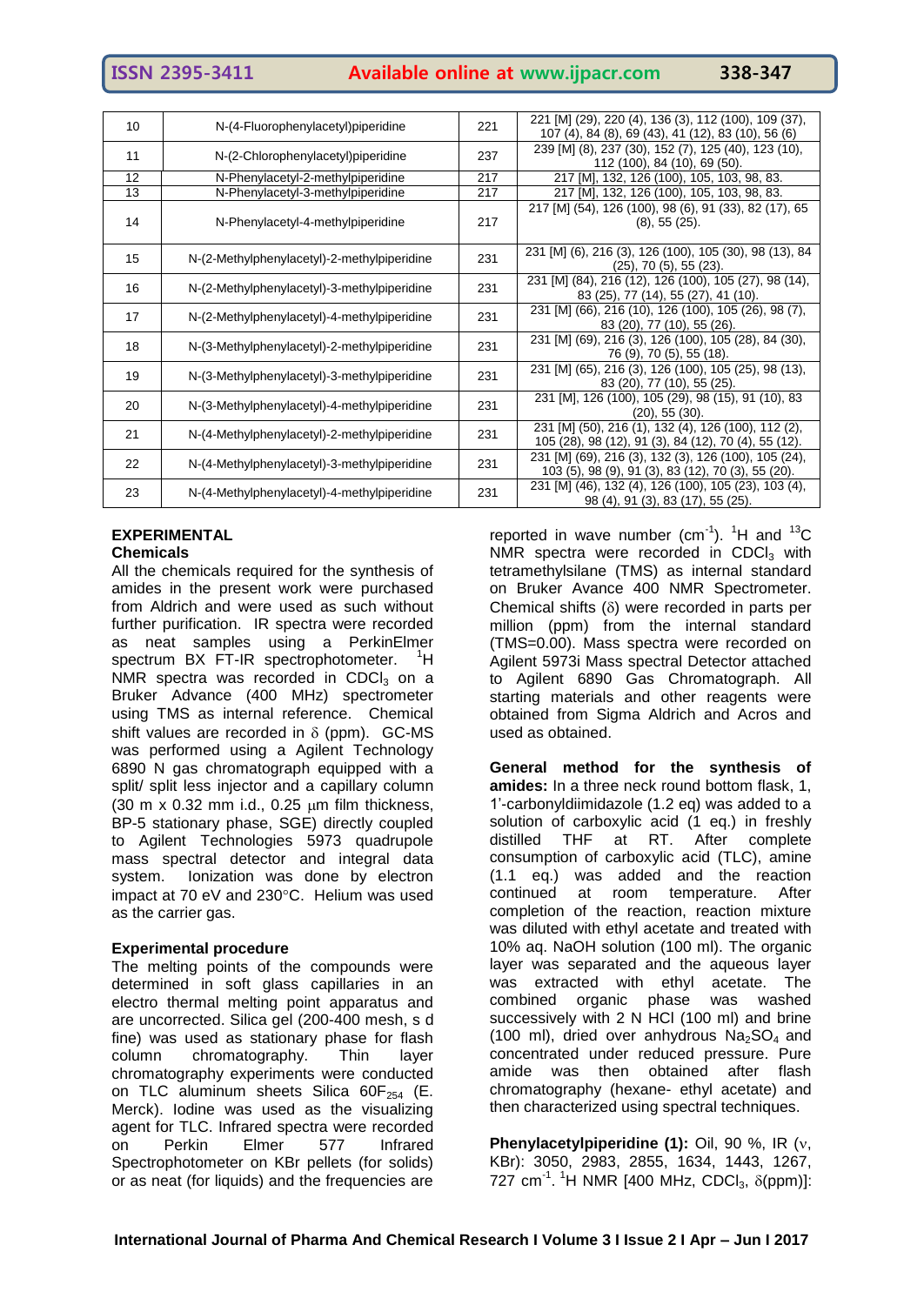| 10 | N-(4-Fluorophenylacetyl)piperidine | 221 | 221 [M] (29), 220 (4), 136 (3), 112 (100), 109 (37), 107 (4), 84 (8), 69 (43), 41 (12), 83 (10), 56 (6) |
|---|---|---|---|
| 11 | N-(2-Chlorophenylacetyl)piperidine | 237 | 239 [M] (8), 237 (30), 152 (7), 125 (40), 123 (10), 112 (100), 84 (10), 69 (50). |
| 12 | N-Phenylacetyl-2-methylpiperidine | 217 | 217 [M], 132, 126 (100), 105, 103, 98, 83. |
| 13 | N-Phenylacetyl-3-methylpiperidine | 217 | 217 [M], 132, 126 (100), 105, 103, 98, 83. |
| 14 | N-Phenylacetyl-4-methylpiperidine | 217 | 217 [M] (54), 126 (100), 98 (6), 91 (33), 82 (17), 65 (8), 55 (25). |
| 15 | N-(2-Methylphenylacetyl)-2-methylpiperidine | 231 | 231 [M] (6), 216 (3), 126 (100), 105 (30), 98 (13), 84 (25), 70 (5), 55 (23). |
| 16 | N-(2-Methylphenylacetyl)-3-methylpiperidine | 231 | 231 [M] (84), 216 (12), 126 (100), 105 (27), 98 (14), 83 (25), 77 (14), 55 (27), 41 (10). |
| 17 | N-(2-Methylphenylacetyl)-4-methylpiperidine | 231 | 231 [M] (66), 216 (10), 126 (100), 105 (26), 98 (7), 83 (20), 77 (10), 55 (26). |
| 18 | N-(3-Methylphenylacetyl)-2-methylpiperidine | 231 | 231 [M] (69), 216 (3), 126 (100), 105 (28), 84 (30), 76 (9), 70 (5), 55 (18). |
| 19 | N-(3-Methylphenylacetyl)-3-methylpiperidine | 231 | 231 [M] (65), 216 (3), 126 (100), 105 (25), 98 (13), 83 (20), 77 (10), 55 (25). |
| 20 | N-(3-Methylphenylacetyl)-4-methylpiperidine | 231 | 231 [M], 126 (100), 105 (29), 98 (15), 91 (10), 83 (20), 55 (30). |
| 21 | N-(4-Methylphenylacetyl)-2-methylpiperidine | 231 | 231 [M] (50), 216 (1), 132 (4), 126 (100), 112 (2), 105 (28), 98 (12), 91 (3), 84 (12), 70 (4), 55 (12). |
| 22 | N-(4-Methylphenylacetyl)-3-methylpiperidine | 231 | 231 [M] (69), 216 (3), 132 (3), 126 (100), 105 (24), 103 (5), 98 (9), 91 (3), 83 (12), 70 (3), 55 (20). |
| 23 | N-(4-Methylphenylacetyl)-4-methylpiperidine | 231 | 231 [M] (46), 132 (4), 126 (100), 105 (23), 103 (4), 98 (4), 91 (3), 83 (17), 55 (25). |

## EXPERIMENTAL

### Chemicals

All the chemicals required for the synthesis of amides in the present work were purchased from Aldrich and were used as such without further purification. IR spectra were recorded as neat samples using a PerkinElmer spectrum BX FT-IR spectrophotometer. $^{1}$H NMR spectra was recorded in $CDCl_3$ on a Bruker Advance (400 MHz) spectrometer using TMS as internal reference. Chemical shift values are recorded in $\delta$ (ppm). GC-MS was performed using a Agilent Technology 6890 N gas chromatograph equipped with a split/ split less injector and a capillary column (30 m x 0.32 mm i.d., 0.25 $\mu$m film thickness, BP-5 stationary phase, SGE) directly coupled to Agilent Technologies 5973 quadrupole mass spectral detector and integral data system. Ionization was done by electron impact at 70 eV and 230°C. Helium was used as the carrier gas.

### Experimental procedure

The melting points of the compounds were determined in soft glass capillaries in an electro thermal melting point apparatus and are uncorrected. Silica gel (200-400 mesh, s d fine) was used as stationary phase for flash column chromatography. Thin layer chromatography experiments were conducted on TLC aluminum sheets Silica $60F_{254}$ (E. Merck). Iodine was used as the visualizing agent for TLC. Infrared spectra were recorded on Perkin Elmer 577 Infrared Spectrophotometer on KBr pellets (for solids) or as neat (for liquids) and the frequencies are reported in wave number (cm$^{-1}$). $^{1}$H and $^{13}$C NMR spectra were recorded in $CDCl_3$ with tetramethylsilane (TMS) as internal standard on Bruker Avance 400 NMR Spectrometer. Chemical shifts ($\delta$) were recorded in parts per million (ppm) from the internal standard (TMS=0.00). Mass spectra were recorded on Agilent 5973i Mass spectral Detector attached to Agilent 6890 Gas Chromatograph. All starting materials and other reagents were obtained from Sigma Aldrich and Acros and used as obtained.

**General method for the synthesis of amides:** In a three neck round bottom flask, 1, 1'-carbonyldiimidazole (1.2 eq) was added to a solution of carboxylic acid (1 eq.) in freshly distilled THF at RT. After complete consumption of carboxylic acid (TLC), amine (1.1 eq.) was added and the reaction continued at room temperature. After completion of the reaction, reaction mixture was diluted with ethyl acetate and treated with 10% aq. NaOH solution (100 ml). The organic layer was separated and the aqueous layer was extracted with ethyl acetate. The combined organic phase was washed successively with 2 N HCl (100 ml) and brine (100 ml), dried over anhydrous $Na_2SO_4$ and concentrated under reduced pressure. Pure amide was then obtained after flash chromatography (hexane- ethyl acetate) and then characterized using spectral techniques.

**Phenylacetylpiperidine (1):** Oil, 90 %, IR ($\nu$, KBr): 3050, 2983, 2855, 1634, 1443, 1267, 727 cm$^{-1}$. $^{1}$H NMR [400 MHz, $CDCl_3$, $\delta$(ppm)]: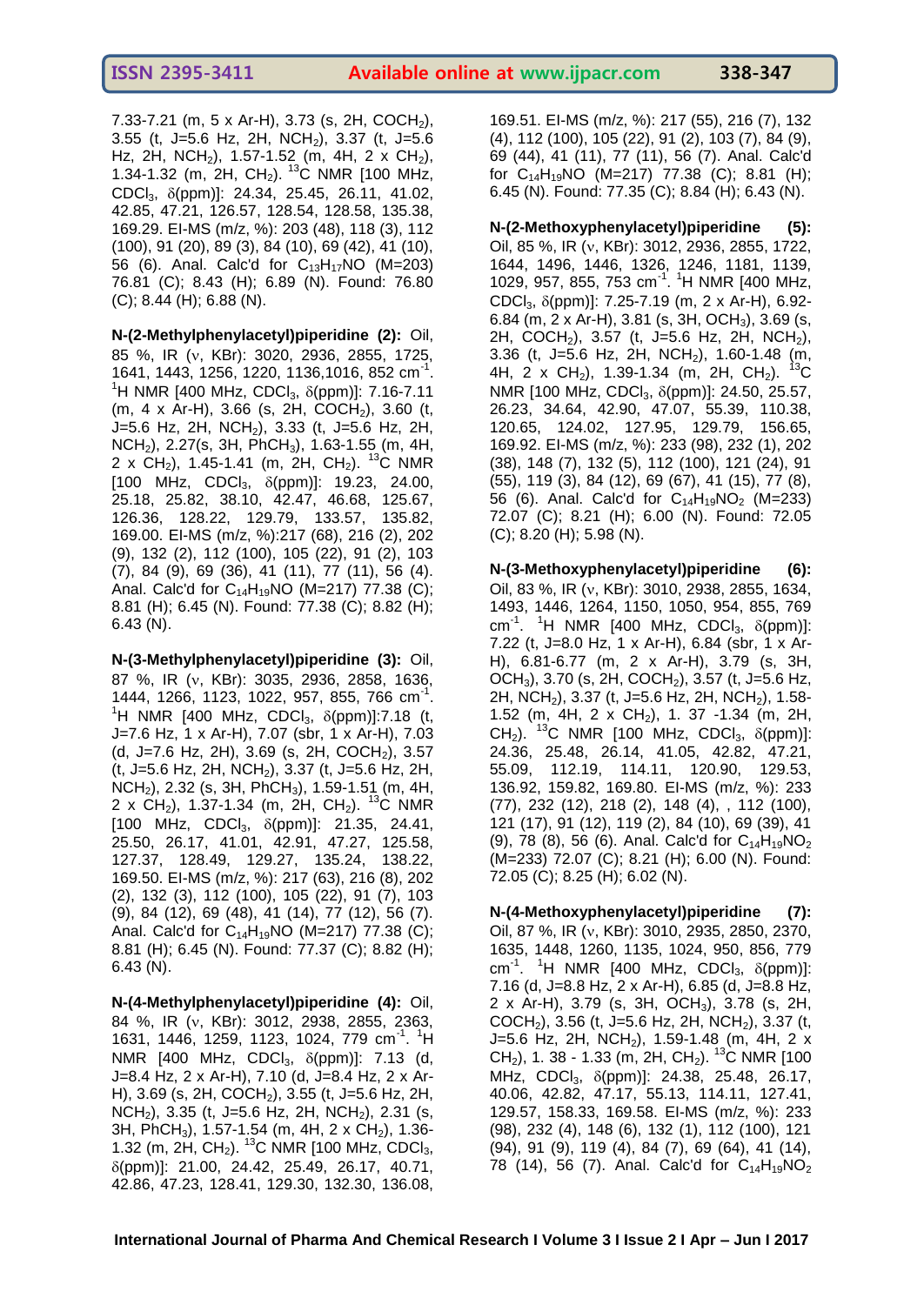7.33-7.21 (m, 5 x Ar-H), 3.73 (s, 2H, $COCH_2$), 3.55 (t, J=5.6 Hz, 2H, $NCH_2$), 3.37 (t, J=5.6 Hz, 2H, $NCH_2$), 1.57-1.52 (m, 4H, 2 x $CH_2$), 1.34-1.32 (m, 2H, $CH_2$). $^{13}C$ NMR [100 MHz, $CDCl_3$, δ(ppm)]: 24.34, 25.45, 26.11, 41.02, 42.85, 47.21, 126.57, 128.54, 128.58, 135.38, 169.29. EI-MS (m/z, %): 203 (48), 118 (3), 112 (100), 91 (20), 89 (3), 84 (10), 69 (42), 41 (10), 56 (6). Anal. Calc'd for $C_{13}H_{17}NO$ (M=203) 76.81 (C); 8.43 (H); 6.89 (N). Found: 76.80 (C); 8.44 (H); 6.88 (N).

**N-(2-Methylphenylacetyl)piperidine (2):** Oil, 85 %, IR (ν, KBr): 3020, 2936, 2855, 1725, 1641, 1443, 1256, 1220, 1136,1016, 852 $cm^{-1}$. $^1H$ NMR [400 MHz, $CDCl_3$, δ(ppm)]: 7.16-7.11 (m, 4 x Ar-H), 3.66 (s, 2H, $COCH_2$), 3.60 (t, J=5.6 Hz, 2H, $NCH_2$), 3.33 (t, J=5.6 Hz, 2H, $NCH_2$), 2.27(s, 3H, $PhCH_3$), 1.63-1.55 (m, 4H, 2 x $CH_2$), 1.45-1.41 (m, 2H, $CH_2$). $^{13}C$ NMR [100 MHz, $CDCl_3$, δ(ppm)]: 19.23, 24.00, 25.18, 25.82, 38.10, 42.47, 46.68, 125.67, 126.36, 128.22, 129.79, 133.57, 135.82, 169.00. EI-MS (m/z, %):217 (68), 216 (2), 202 (9), 132 (2), 112 (100), 105 (22), 91 (2), 103 (7), 84 (9), 69 (36), 41 (11), 77 (11), 56 (4). Anal. Calc'd for $C_{14}H_{19}NO$ (M=217) 77.38 (C); 8.81 (H); 6.45 (N). Found: 77.38 (C); 8.82 (H); 6.43 (N).

**N-(3-Methylphenylacetyl)piperidine (3):** Oil, 87 %, IR (ν, KBr): 3035, 2936, 2858, 1636, 1444, 1266, 1123, 1022, 957, 855, 766 $cm^{-1}$. $^1H$ NMR [400 MHz, $CDCl_3$, δ(ppm)]:7.18 (t, J=7.6 Hz, 1 x Ar-H), 7.07 (sbr, 1 x Ar-H), 7.03 (d, J=7.6 Hz, 2H), 3.69 (s, 2H, $COCH_2$), 3.57 (t, J=5.6 Hz, 2H, $NCH_2$), 3.37 (t, J=5.6 Hz, 2H, $NCH_2$), 2.32 (s, 3H, $PhCH_3$), 1.59-1.51 (m, 4H, 2 x $CH_2$), 1.37-1.34 (m, 2H, $CH_2$). $^{13}C$ NMR [100 MHz, $CDCl_3$, δ(ppm)]: 21.35, 24.41, 25.50, 26.17, 41.01, 42.91, 47.27, 125.58, 127.37, 128.49, 129.27, 135.24, 138.22, 169.50. EI-MS (m/z, %): 217 (63), 216 (8), 202 (2), 132 (3), 112 (100), 105 (22), 91 (7), 103 (9), 84 (12), 69 (48), 41 (14), 77 (12), 56 (7). Anal. Calc'd for $C_{14}H_{19}NO$ (M=217) 77.38 (C); 8.81 (H); 6.45 (N). Found: 77.37 (C); 8.82 (H); 6.43 (N).

**N-(4-Methylphenylacetyl)piperidine (4):** Oil, 84 %, IR (ν, KBr): 3012, 2938, 2855, 2363, 1631, 1446, 1259, 1123, 1024, 779 $cm^{-1}$. $^1H$ NMR [400 MHz, $CDCl_3$, δ(ppm)]: 7.13 (d, J=8.4 Hz, 2 x Ar-H), 7.10 (d, J=8.4 Hz, 2 x Ar-H), 3.69 (s, 2H, $COCH_2$), 3.55 (t, J=5.6 Hz, 2H, $NCH_2$), 3.35 (t, J=5.6 Hz, 2H, $NCH_2$), 2.31 (s, 3H, $PhCH_3$), 1.57-1.54 (m, 4H, 2 x $CH_2$), 1.36-1.32 (m, 2H, $CH_2$). $^{13}C$ NMR [100 MHz, $CDCl_3$, δ(ppm)]: 21.00, 24.42, 25.49, 26.17, 40.71, 42.86, 47.23, 128.41, 129.30, 132.30, 136.08, 169.51. EI-MS (m/z, %): 217 (55), 216 (7), 132 (4), 112 (100), 105 (22), 91 (2), 103 (7), 84 (9), 69 (44), 41 (11), 77 (11), 56 (7). Anal. Calc'd for $C_{14}H_{19}NO$ (M=217) 77.38 (C); 8.81 (H); 6.45 (N). Found: 77.35 (C); 8.84 (H); 6.43 (N).

**N-(2-Methoxyphenylacetyl)piperidine (5):** Oil, 85 %, IR (ν, KBr): 3012, 2936, 2855, 1722, 1644, 1496, 1446, 1326, 1246, 1181, 1139, 1029, 957, 855, 753 $cm^{-1}$. $^1H$ NMR [400 MHz, $CDCl_3$, δ(ppm)]: 7.25-7.19 (m, 2 x Ar-H), 6.92-6.84 (m, 2 x Ar-H), 3.81 (s, 3H, $OCH_3$), 3.69 (s, 2H, $COCH_2$), 3.57 (t, J=5.6 Hz, 2H, $NCH_2$), 3.36 (t, J=5.6 Hz, 2H, $NCH_2$), 1.60-1.48 (m, 4H, 2 x $CH_2$), 1.39-1.34 (m, 2H, $CH_2$). $^{13}C$ NMR [100 MHz, $CDCl_3$, δ(ppm)]: 24.50, 25.57, 26.23, 34.64, 42.90, 47.07, 55.39, 110.38, 120.65, 124.02, 127.95, 129.79, 156.65, 169.92. EI-MS (m/z, %): 233 (98), 232 (1), 202 (38), 148 (7), 132 (5), 112 (100), 121 (24), 91 (55), 119 (3), 84 (12), 69 (67), 41 (15), 77 (8), 56 (6). Anal. Calc'd for $C_{14}H_{19}NO_2$ (M=233) 72.07 (C); 8.21 (H); 6.00 (N). Found: 72.05 (C); 8.20 (H); 5.98 (N).

**N-(3-Methoxyphenylacetyl)piperidine (6):** Oil, 83 %, IR (ν, KBr): 3010, 2938, 2855, 1634, 1493, 1446, 1264, 1150, 1050, 954, 855, 769 $cm^{-1}$. $^1H$ NMR [400 MHz, $CDCl_3$, δ(ppm)]: 7.22 (t, J=8.0 Hz, 1 x Ar-H), 6.84 (sbr, 1 x Ar-H), 6.81-6.77 (m, 2 x Ar-H), 3.79 (s, 3H, $OCH_3$), 3.70 (s, 2H, $COCH_2$), 3.57 (t, J=5.6 Hz, 2H, $NCH_2$), 3.37 (t, J=5.6 Hz, 2H, $NCH_2$), 1.58-1.52 (m, 4H, 2 x $CH_2$), 1. 37 -1.34 (m, 2H, $CH_2$). $^{13}C$ NMR [100 MHz, $CDCl_3$, δ(ppm)]: 24.36, 25.48, 26.14, 41.05, 42.82, 47.21, 55.09, 112.19, 114.11, 120.90, 129.53, 136.92, 159.82, 169.80. EI-MS (m/z, %): 233 (77), 232 (12), 218 (2), 148 (4), , 112 (100), 121 (17), 91 (12), 119 (2), 84 (10), 69 (39), 41 (9), 78 (8), 56 (6). Anal. Calc'd for $C_{14}H_{19}NO_2$ (M=233) 72.07 (C); 8.21 (H); 6.00 (N). Found: 72.05 (C); 8.25 (H); 6.02 (N).

**N-(4-Methoxyphenylacetyl)piperidine (7):** Oil, 87 %, IR (ν, KBr): 3010, 2935, 2850, 2370, 1635, 1448, 1260, 1135, 1024, 950, 856, 779 $cm^{-1}$. $^1H$ NMR [400 MHz, $CDCl_3$, δ(ppm)]: 7.16 (d, J=8.8 Hz, 2 x Ar-H), 6.85 (d, J=8.8 Hz, 2 x Ar-H), 3.79 (s, 3H, $OCH_3$), 3.78 (s, 2H, $COCH_2$), 3.56 (t, J=5.6 Hz, 2H, $NCH_2$), 3.37 (t, J=5.6 Hz, 2H, $NCH_2$), 1.59-1.48 (m, 4H, 2 x $CH_2$), 1. 38 - 1.33 (m, 2H, $CH_2$). $^{13}C$ NMR [100 MHz, $CDCl_3$, δ(ppm)]: 24.38, 25.48, 26.17, 40.06, 42.82, 47.17, 55.13, 114.11, 127.41, 129.57, 158.33, 169.58. EI-MS (m/z, %): 233 (98), 232 (4), 148 (6), 132 (1), 112 (100), 121 (94), 91 (9), 119 (4), 84 (7), 69 (64), 41 (14), 78 (14), 56 (7). Anal. Calc'd for $C_{14}H_{19}NO_2$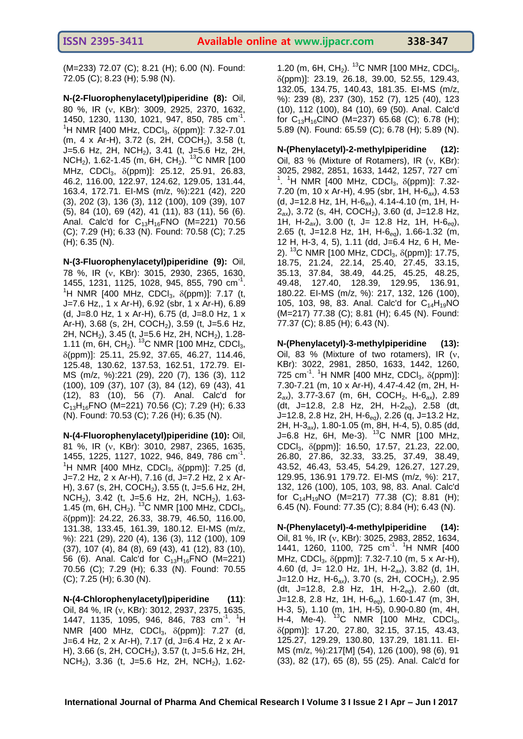(M=233) 72.07 (C); 8.21 (H); 6.00 (N). Found: 72.05 (C); 8.23 (H); 5.98 (N).

**N-(2-Fluorophenylacetyl)piperidine (8):** Oil, 80 %, IR (ν, KBr): 3009, 2925, 2370, 1632, 1450, 1230, 1130, 1021, 947, 850, 785 $cm^{-1}$. $^{1}H$ NMR [400 MHz, $CDCl_3$, δ(ppm)]: 7.32-7.01 (m, 4 x Ar-H), 3.72 (s, 2H, $COCH_2$), 3.58 (t, J=5.6 Hz, 2H, $NCH_2$), 3.41 (t, J=5.6 Hz, 2H, $NCH_2$), 1.62-1.45 (m, 6H, $CH_2$). $^{13}C$ NMR [100 MHz, $CDCl_3$, δ(ppm)]: 25.12, 25.91, 26.83, 46.2, 116.00, 122.97, 124.62, 129.05, 131.44, 163.4, 172.71. EI-MS (m/z, %):221 (42), 220 (3), 202 (3), 136 (3), 112 (100), 109 (39), 107 (5), 84 (10), 69 (42), 41 (11), 83 (11), 56 (6). Anal. Calc'd for $C_{13}H_{16}FNO$ (M=221) 70.56 (C); 7.29 (H); 6.33 (N). Found: 70.58 (C); 7.25 (H); 6.35 (N).

**N-(3-Fluorophenylacetyl)piperidine (9):** Oil, 78 %, IR (ν, KBr): 3015, 2930, 2365, 1630, 1455, 1231, 1125, 1028, 945, 855, 790 $cm^{-1}$. $^{1}H$ NMR [400 MHz, $CDCl_3$, δ(ppm)]: 7.17 (t, J=7.6 Hz,, 1 x Ar-H), 6.92 (sbr, 1 x Ar-H), 6.89 (d, J=8.0 Hz, 1 x Ar-H), 6.75 (d, J=8.0 Hz, 1 x Ar-H), 3.68 (s, 2H, $COCH_2$), 3.59 (t, J=5.6 Hz, 2H, $NCH_2$), 3.45 (t, J=5.6 Hz, 2H, $NCH_2$), 1.28-1.11 (m, 6H, $CH_2$). $^{13}C$ NMR [100 MHz, $CDCl_3$, δ(ppm)]: 25.11, 25.92, 37.65, 46.27, 114.46, 125.48, 130.62, 137.53, 162.51, 172.79. EI-MS (m/z, %):221 (29), 220 (7), 136 (3), 112 (100), 109 (37), 107 (3), 84 (12), 69 (43), 41 (12), 83 (10), 56 (7). Anal. Calc'd for $C_{13}H_{16}FNO$ (M=221) 70.56 (C); 7.29 (H); 6.33 (N). Found: 70.53 (C); 7.26 (H); 6.35 (N).

**N-(4-Fluorophenylacetyl)piperidine (10):** Oil, 81 %, IR (ν, KBr): 3010, 2987, 2365, 1635, 1455, 1225, 1127, 1022, 946, 849, 786 $cm^{-1}$. $^{1}H$ NMR [400 MHz, $CDCl_3$, δ(ppm)]: 7.25 (d, J=7.2 Hz, 2 x Ar-H), 7.16 (d, J=7.2 Hz, 2 x Ar-H), 3.67 (s, 2H, $COCH_2$), 3.55 (t, J=5.6 Hz, 2H, $NCH_2$), 3.42 (t, J=5.6 Hz, 2H, $NCH_2$), 1.63-1.45 (m, 6H, $CH_2$). $^{13}C$ NMR [100 MHz, $CDCl_3$, δ(ppm)]: 24.22, 26.33, 38.79, 46.50, 116.00, 131.38, 133.45, 161.39, 180.12. EI-MS (m/z, %): 221 (29), 220 (4), 136 (3), 112 (100), 109 (37), 107 (4), 84 (8), 69 (43), 41 (12), 83 (10), 56 (6). Anal. Calc'd for $C_{13}H_{16}FNO$ (M=221) 70.56 (C); 7.29 (H); 6.33 (N). Found: 70.55 (C); 7.25 (H); 6.30 (N).

**N-(4-Chlorophenylacetyl)piperidine (11)**: Oil, 84 %, IR (ν, KBr): 3012, 2937, 2375, 1635, 1447, 1135, 1095, 946, 846, 783 $cm^{-1}$. $^{1}H$ NMR [400 MHz, $CDCl_3$, δ(ppm)]: 7.27 (d, J=6.4 Hz, 2 x Ar-H), 7.17 (d, J=6.4 Hz, 2 x Ar-H), 3.66 (s, 2H, $COCH_2$), 3.57 (t, J=5.6 Hz, 2H, $NCH_2$), 3.36 (t, J=5.6 Hz, 2H, $NCH_2$), 1.62-1.20 (m, 6H, $CH_2$). $^{13}C$ NMR [100 MHz, $CDCl_3$, δ(ppm)]: 23.19, 26.18, 39.00, 52.55, 129.43, 132.05, 134.75, 140.43, 181.35. EI-MS (m/z, %): 239 (8), 237 (30), 152 (7), 125 (40), 123 (10), 112 (100), 84 (10), 69 (50). Anal. Calc'd for $C_{13}H_{16}ClNO$ (M=237) 65.68 (C); 6.78 (H); 5.89 (N). Found: 65.59 (C); 6.78 (H); 5.89 (N).

**N-(Phenylacetyl)-2-methylpiperidine (12):** Oil, 83 % (Mixture of Rotamers), IR (ν, KBr): 3025, 2982, 2851, 1633, 1442, 1257, 727 $cm^{-1}$. $^{1}H$ NMR [400 MHz, $CDCl_3$, δ(ppm)]: 7.32-7.20 (m, 10 x Ar-H), 4.95 (sbr, 1H, H-$6_{ax}$), 4.53 (d, J=12.8 Hz, 1H, H-$6_{ax}$), 4.14-4.10 (m, 1H, H-$2_{ax}$), 3.72 (s, 4H, $COCH_2$), 3.60 (d, J=12.8 Hz, 1H, H-$2_{ax}$), 3.00 (t, J= 12.8 Hz, 1H, H-$6_{eq}$), 2.65 (t, J=12.8 Hz, 1H, H-$6_{eq}$), 1.66-1.32 (m, 12 H, H-3, 4, 5), 1.11 (dd, J=6.4 Hz, 6 H, Me-2). $^{13}C$ NMR [100 MHz, $CDCl_3$, δ(ppm)]: 17.75, 18.75, 21.24, 22.14, 25.40, 27.45, 33.15, 35.13, 37.84, 38.49, 44.25, 45.25, 48.25, 49.48, 127.40, 128.39, 129.95, 136.91, 180.22. EI-MS (m/z, %): 217, 132, 126 (100), 105, 103, 98, 83. Anal. Calc'd for $C_{14}H_{19}NO$ (M=217) 77.38 (C); 8.81 (H); 6.45 (N). Found: 77.37 (C); 8.85 (H); 6.43 (N).

**N-(Phenylacetyl)-3-methylpiperidine (13):** Oil, 83 % (Mixture of two rotamers), IR (ν, KBr): 3022, 2981, 2850, 1633, 1442, 1260, 725 $cm^{-1}$. $^{1}H$ NMR [400 MHz, $CDCl_3$, δ(ppm)]: 7.30-7.21 (m, 10 x Ar-H), 4.47-4.42 (m, 2H, H-$2_{ax}$), 3.77-3.67 (m, 6H, $COCH_2$, H-$6_{ax}$), 2.89 (dt, J=12.8, 2.8 Hz, 2H, H-$2_{eq}$), 2.58 (dt, J=12.8, 2.8 Hz, 2H, H-$6_{eq}$), 2.26 (q, J=13.2 Hz, 2H, H-$3_{ax}$), 1.80-1.05 (m, 8H, H-4, 5), 0.85 (dd, J=6.8 Hz, 6H, Me-3). $^{13}C$ NMR [100 MHz, $CDCl_3$, δ(ppm)]: 16.50, 17.57, 21.23, 22.00, 26.80, 27.86, 32.33, 33.25, 37.49, 38.49, 43.52, 46.43, 53.45, 54.29, 126.27, 127.29, 129.95, 136.91 179.72. EI-MS (m/z, %): 217, 132, 126 (100), 105, 103, 98, 83. Anal. Calc'd for $C_{14}H_{19}NO$ (M=217) 77.38 (C); 8.81 (H); 6.45 (N). Found: 77.35 (C); 8.84 (H); 6.43 (N).

**N-(Phenylacetyl)-4-methylpiperidine (14):** Oil, 81 %, IR (ν, KBr): 3025, 2983, 2852, 1634, 1441, 1260, 1100, 725 $cm^{-1}$. $^{1}H$ NMR [400 MHz, $CDCl_3$, δ(ppm)]: 7.32-7.10 (m, 5 x Ar-H), 4.60 (d, J= 12.0 Hz, 1H, H-$2_{ax}$), 3.82 (d, 1H, J=12.0 Hz, H-$6_{ax}$), 3.70 (s, 2H, $COCH_2$), 2.95 (dt, J=12.8, 2.8 Hz, 1H, H-$2_{eq}$), 2.60 (dt, J=12.8, 2.8 Hz, 1H, H-$6_{eq}$), 1.60-1.47 (m, 3H, H-3, 5), 1.10 (m, 1H, H-5), 0.90-0.80 (m, 4H, H-4, Me-4). $^{13}C$ NMR [100 MHz, $CDCl_3$, δ(ppm)]: 17.20, 27.80, 32.15, 37.15, 43.43, 125.27, 129.29, 130.80, 137.29, 181.11. EI-MS (m/z, %):217[M] (54), 126 (100), 98 (6), 91 (33), 82 (17), 65 (8), 55 (25). Anal. Calc'd for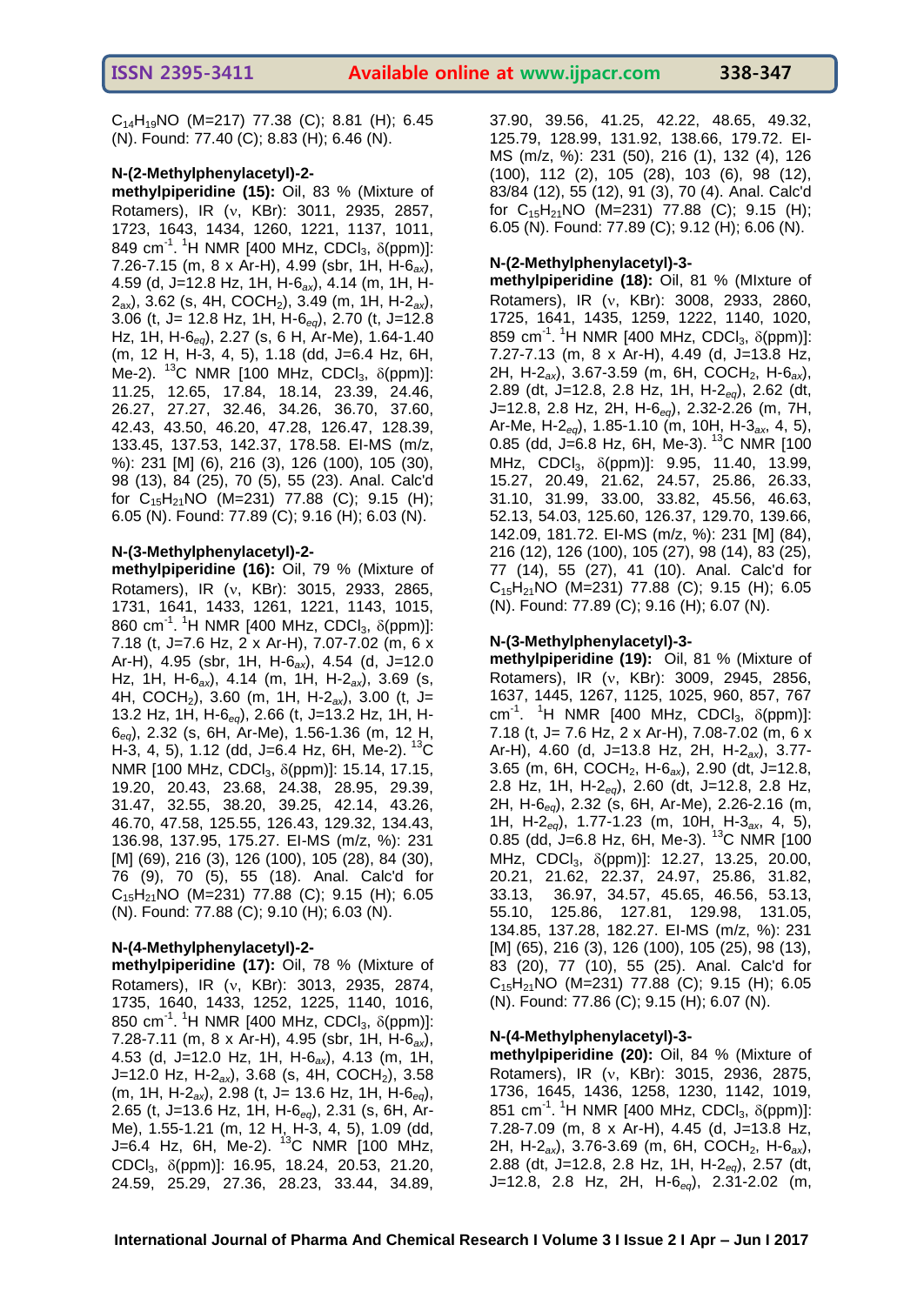$C_{14}H_{19}NO$ (M=217) 77.38 (C); 8.81 (H); 6.45 (N). Found: 77.40 (C); 8.83 (H); 6.46 (N).

**N-(2-Methylphenylacetyl)-2-methylpiperidine (15):** Oil, 83 % (Mixture of Rotamers), IR (ν, KBr): 3011, 2935, 2857, 1723, 1643, 1434, 1260, 1221, 1137, 1011, 849 $cm^{-1}$. $^{1}H$ NMR [400 MHz, $CDCl_3$, δ(ppm)]: 7.26-7.15 (m, 8 x Ar-H), 4.99 (sbr, 1H, H-$6_{ax}$), 4.59 (d, J=12.8 Hz, 1H, H-$6_{ax}$), 4.14 (m, 1H, H-$2_{ax}$), 3.62 (s, 4H, $COCH_2$), 3.49 (m, 1H, H-$2_{ax}$), 3.06 (t, J= 12.8 Hz, 1H, H-$6_{eq}$), 2.70 (t, J=12.8 Hz, 1H, H-$6_{eq}$), 2.27 (s, 6 H, Ar-Me), 1.64-1.40 (m, 12 H, H-3, 4, 5), 1.18 (dd, J=6.4 Hz, 6H, Me-2). $^{13}C$ NMR [100 MHz, $CDCl_3$, δ(ppm)]: 11.25, 12.65, 17.84, 18.14, 23.39, 24.46, 26.27, 27.27, 32.46, 34.26, 36.70, 37.60, 42.43, 43.50, 46.20, 47.28, 126.47, 128.39, 133.45, 137.53, 142.37, 178.58. EI-MS (m/z, %): 231 [M] (6), 216 (3), 126 (100), 105 (30), 98 (13), 84 (25), 70 (5), 55 (23). Anal. Calc'd for $C_{15}H_{21}NO$ (M=231) 77.88 (C); 9.15 (H); 6.05 (N). Found: 77.89 (C); 9.16 (H); 6.03 (N).

**N-(3-Methylphenylacetyl)-2-methylpiperidine (16):** Oil, 79 % (Mixture of Rotamers), IR (ν, KBr): 3015, 2933, 2865, 1731, 1641, 1433, 1261, 1221, 1143, 1015, 860 $cm^{-1}$. $^{1}H$ NMR [400 MHz, $CDCl_3$, δ(ppm)]: 7.18 (t, J=7.6 Hz, 2 x Ar-H), 7.07-7.02 (m, 6 x Ar-H), 4.95 (sbr, 1H, H-$6_{ax}$), 4.54 (d, J=12.0 Hz, 1H, H-$6_{ax}$), 4.14 (m, 1H, H-$2_{ax}$), 3.69 (s, 4H, $COCH_2$), 3.60 (m, 1H, H-$2_{ax}$), 3.00 (t, J= 13.2 Hz, 1H, H-$6_{eq}$), 2.66 (t, J=13.2 Hz, 1H, H-$6_{eq}$), 2.32 (s, 6H, Ar-Me), 1.56-1.36 (m, 12 H, H-3, 4, 5), 1.12 (dd, J=6.4 Hz, 6H, Me-2). $^{13}C$ NMR [100 MHz, $CDCl_3$, δ(ppm)]: 15.14, 17.15, 19.20, 20.43, 23.68, 24.38, 28.95, 29.39, 31.47, 32.55, 38.20, 39.25, 42.14, 43.26, 46.70, 47.58, 125.55, 126.43, 129.32, 134.43, 136.98, 137.95, 175.27. EI-MS (m/z, %): 231 [M] (69), 216 (3), 126 (100), 105 (28), 84 (30), 76 (9), 70 (5), 55 (18). Anal. Calc'd for $C_{15}H_{21}NO$ (M=231) 77.88 (C); 9.15 (H); 6.05 (N). Found: 77.88 (C); 9.10 (H); 6.03 (N).

**N-(4-Methylphenylacetyl)-2-methylpiperidine (17):** Oil, 78 % (Mixture of Rotamers), IR (ν, KBr): 3013, 2935, 2874, 1735, 1640, 1433, 1252, 1225, 1140, 1016, 850 $cm^{-1}$. $^{1}H$ NMR [400 MHz, $CDCl_3$, δ(ppm)]: 7.28-7.11 (m, 8 x Ar-H), 4.95 (sbr, 1H, H-$6_{ax}$), 4.53 (d, J=12.0 Hz, 1H, H-$6_{ax}$), 4.13 (m, 1H, J=12.0 Hz, 1H, H-$2_{ax}$), 3.68 (s, 4H, $COCH_2$), 3.58 (m, 1H, H-$2_{ax}$), 2.98 (t, J= 13.6 Hz, 1H, H-$6_{eq}$), 2.65 (t, J=13.6 Hz, 1H, H-$6_{eq}$), 2.31 (s, 6H, Ar-Me), 1.55-1.21 (m, 12 H, H-3, 4, 5), 1.09 (dd, J=6.4 Hz, 6H, Me-2). $^{13}C$ NMR [100 MHz, $CDCl_3$, δ(ppm)]: 16.95, 18.24, 20.53, 21.20, 24.59, 25.29, 27.36, 28.23, 33.44, 34.89, 37.90, 39.56, 41.25, 42.22, 48.65, 49.32, 125.79, 128.99, 131.92, 138.66, 179.72. EI-MS (m/z, %): 231 (50), 216 (1), 132 (4), 126 (100), 112 (2), 105 (28), 103 (6), 98 (12), 83/84 (12), 55 (12), 91 (3), 70 (4). Anal. Calc'd for $C_{15}H_{21}NO$ (M=231) 77.88 (C); 9.15 (H); 6.05 (N). Found: 77.89 (C); 9.12 (H); 6.06 (N).

**N-(2-Methylphenylacetyl)-3-methylpiperidine (18):** Oil, 81 % (MIxture of Rotamers), IR (ν, KBr): 3008, 2933, 2860, 1725, 1641, 1435, 1259, 1222, 1140, 1020, 859 $cm^{-1}$. $^{1}H$ NMR [400 MHz, $CDCl_3$, δ(ppm)]: 7.27-7.13 (m, 8 x Ar-H), 4.49 (d, J=13.8 Hz, 2H, H-$2_{ax}$), 3.67-3.59 (m, 6H, $COCH_2$, H-$6_{ax}$), 2.89 (dt, J=12.8, 2.8 Hz, 1H, H-$2_{eq}$), 2.62 (dt, J=12.8, 2.8 Hz, 2H, H-$6_{eq}$), 2.32-2.26 (m, 7H, Ar-Me, H-$2_{eq}$), 1.85-1.10 (m, 10H, H-$3_{ax}$, 4, 5), 0.85 (dd, J=6.8 Hz, 6H, Me-3). $^{13}C$ NMR [100 MHz, $CDCl_3$, δ(ppm)]: 9.95, 11.40, 13.99, 15.27, 20.49, 21.62, 24.57, 25.86, 26.33, 31.10, 31.99, 33.00, 33.82, 45.56, 46.63, 52.13, 54.03, 125.60, 126.37, 129.70, 139.66, 142.09, 181.72. EI-MS (m/z, %): 231 [M] (84), 216 (12), 126 (100), 105 (27), 98 (14), 83 (25), 77 (14), 55 (27), 41 (10). Anal. Calc'd for $C_{15}H_{21}NO$ (M=231) 77.88 (C); 9.15 (H); 6.05 (N). Found: 77.89 (C); 9.16 (H); 6.07 (N).

**N-(3-Methylphenylacetyl)-3-methylpiperidine (19):** Oil, 81 % (Mixture of Rotamers), IR (ν, KBr): 3009, 2945, 2856, 1637, 1445, 1267, 1125, 1025, 960, 857, 767 $cm^{-1}$. $^{1}H$ NMR [400 MHz, $CDCl_3$, δ(ppm)]: 7.18 (t, J= 7.6 Hz, 2 x Ar-H), 7.08-7.02 (m, 6 x Ar-H), 4.60 (d, J=13.8 Hz, 2H, H-$2_{ax}$), 3.77-3.65 (m, 6H, $COCH_2$, H-$6_{ax}$), 2.90 (dt, J=12.8, 2.8 Hz, 1H, H-$2_{eq}$), 2.60 (dt, J=12.8, 2.8 Hz, 2H, H-$6_{eq}$), 2.32 (s, 6H, Ar-Me), 2.26-2.16 (m, 1H, H-$2_{eq}$), 1.77-1.23 (m, 10H, H-$3_{ax}$, 4, 5), 0.85 (dd, J=6.8 Hz, 6H, Me-3). $^{13}C$ NMR [100 MHz, $CDCl_3$, δ(ppm)]: 12.27, 13.25, 20.00, 20.21, 21.62, 22.37, 24.97, 25.86, 31.82, 33.13, 36.97, 34.57, 45.65, 46.56, 53.13, 55.10, 125.86, 127.81, 129.98, 131.05, 134.85, 137.28, 182.27. EI-MS (m/z, %): 231 [M] (65), 216 (3), 126 (100), 105 (25), 98 (13), 83 (20), 77 (10), 55 (25). Anal. Calc'd for $C_{15}H_{21}NO$ (M=231) 77.88 (C); 9.15 (H); 6.05 (N). Found: 77.86 (C); 9.15 (H); 6.07 (N).

**N-(4-Methylphenylacetyl)-3-methylpiperidine (20):** Oil, 84 % (Mixture of Rotamers), IR (ν, KBr): 3015, 2936, 2875, 1736, 1645, 1436, 1258, 1230, 1142, 1019, 851 $cm^{-1}$. $^{1}H$ NMR [400 MHz, $CDCl_3$, δ(ppm)]: 7.28-7.09 (m, 8 x Ar-H), 4.45 (d, J=13.8 Hz, 2H, H-$2_{ax}$), 3.76-3.69 (m, 6H, $COCH_2$, H-$6_{ax}$), 2.88 (dt, J=12.8, 2.8 Hz, 1H, H-$2_{eq}$), 2.57 (dt, J=12.8, 2.8 Hz, 2H, H-$6_{eq}$), 2.31-2.02 (m,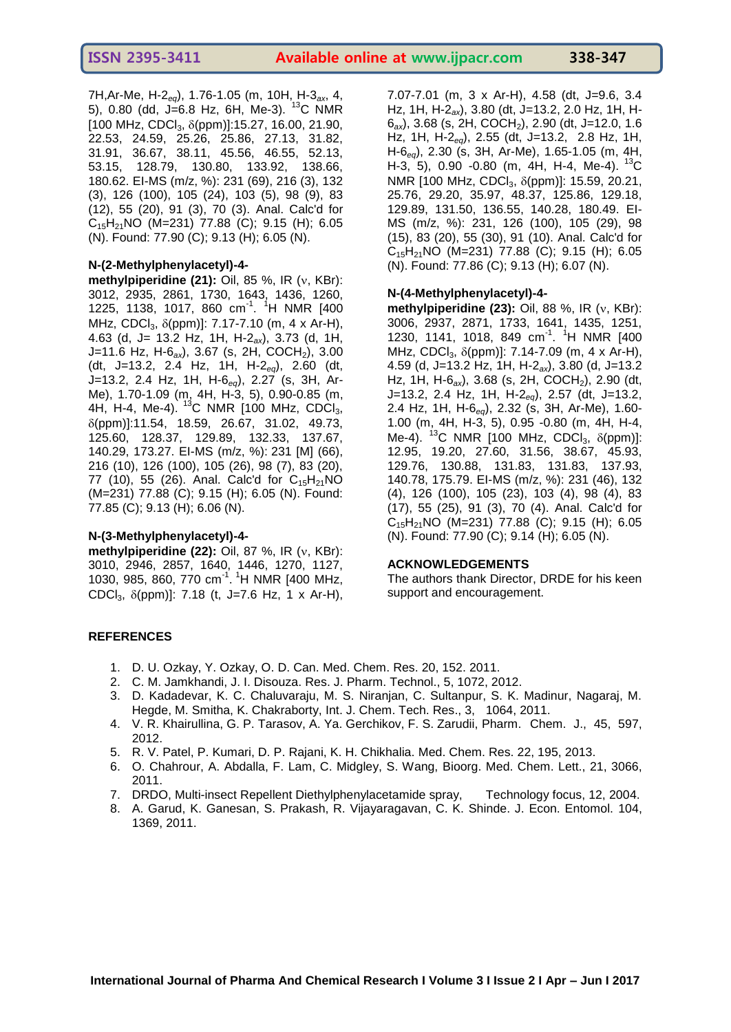7H,Ar-Me, H-2*eq*), 1.76-1.05 (m, 10H, H-3*ax*, 4, 5), 0.80 (dd, J=6.8 Hz, 6H, Me-3). $^{13}$C NMR [100 MHz, $CDCl_3$, δ(ppm)]:15.27, 16.00, 21.90, 22.53, 24.59, 25.26, 25.86, 27.13, 31.82, 31.91, 36.67, 38.11, 45.56, 46.55, 52.13, 53.15, 128.79, 130.80, 133.92, 138.66, 180.62. EI-MS (m/z, %): 231 (69), 216 (3), 132 (3), 126 (100), 105 (24), 103 (5), 98 (9), 83 (12), 55 (20), 91 (3), 70 (3). Anal. Calc'd for $C_{15}H_{21}NO$ (M=231) 77.88 (C); 9.15 (H); 6.05 (N). Found: 77.90 (C); 9.13 (H); 6.05 (N).

**N-(2-Methylphenylacetyl)-4-methylpiperidine (21):** Oil, 85 %, IR (ν, KBr): 3012, 2935, 2861, 1730, 1643, 1436, 1260, 1225, 1138, 1017, 860 cm$^{-1}$. $^{1}$H NMR [400 MHz, $CDCl_3$, δ(ppm)]: 7.17-7.10 (m, 4 x Ar-H), 4.63 (d, J= 13.2 Hz, 1H, H-2*ax*), 3.73 (d, 1H, J=11.6 Hz, H-6*ax*), 3.67 (s, 2H, $COCH_2$), 3.00 (dt, J=13.2, 2.4 Hz, 1H, H-2*eq*), 2.60 (dt, J=13.2, 2.4 Hz, 1H, H-6*eq*), 2.27 (s, 3H, Ar-Me), 1.70-1.09 (m, 4H, H-3, 5), 0.90-0.85 (m, 4H, H-4, Me-4). $^{13}$C NMR [100 MHz, $CDCl_3$, δ(ppm)]:11.54, 18.59, 26.67, 31.02, 49.73, 125.60, 128.37, 129.89, 132.33, 137.67, 140.29, 173.27. EI-MS (m/z, %): 231 [M] (66), 216 (10), 126 (100), 105 (26), 98 (7), 83 (20), 77 (10), 55 (26). Anal. Calc'd for $C_{15}H_{21}NO$ (M=231) 77.88 (C); 9.15 (H); 6.05 (N). Found: 77.85 (C); 9.13 (H); 6.06 (N).

**N-(3-Methylphenylacetyl)-4-methylpiperidine (22):** Oil, 87 %, IR (ν, KBr): 3010, 2946, 2857, 1640, 1446, 1270, 1127, 1030, 985, 860, 770 cm$^{-1}$. $^{1}$H NMR [400 MHz, $CDCl_3$, δ(ppm)]: 7.18 (t, J=7.6 Hz, 1 x Ar-H), 7.07-7.01 (m, 3 x Ar-H), 4.58 (dt, J=9.6, 3.4 Hz, 1H, H-2*ax*), 3.80 (dt, J=13.2, 2.0 Hz, 1H, H-6*ax*), 3.68 (s, 2H, $COCH_2$), 2.90 (dt, J=12.0, 1.6 Hz, 1H, H-2*eq*), 2.55 (dt, J=13.2, 2.8 Hz, 1H, H-6*eq*), 2.30 (s, 3H, Ar-Me), 1.65-1.05 (m, 4H, H-3, 5), 0.90 -0.80 (m, 4H, H-4, Me-4). $^{13}$C NMR [100 MHz, $CDCl_3$, δ(ppm)]: 15.59, 20.21, 25.76, 29.20, 35.97, 48.37, 125.86, 129.18, 129.89, 131.50, 136.55, 140.28, 180.49. EI-MS (m/z, %): 231, 126 (100), 105 (29), 98 (15), 83 (20), 55 (30), 91 (10). Anal. Calc'd for $C_{15}H_{21}NO$ (M=231) 77.88 (C); 9.15 (H); 6.05 (N). Found: 77.86 (C); 9.13 (H); 6.07 (N).

**N-(4-Methylphenylacetyl)-4-methylpiperidine (23):** Oil, 88 %, IR (ν, KBr): 3006, 2937, 2871, 1733, 1641, 1435, 1251, 1230, 1141, 1018, 849 cm$^{-1}$. $^{1}$H NMR [400 MHz, $CDCl_3$, δ(ppm)]: 7.14-7.09 (m, 4 x Ar-H), 4.59 (d, J=13.2 Hz, 1H, H-2*ax*), 3.80 (d, J=13.2 Hz, 1H, H-6*ax*), 3.68 (s, 2H, $COCH_2$), 2.90 (dt, J=13.2, 2.4 Hz, 1H, H-2*eq*), 2.57 (dt, J=13.2, 2.4 Hz, 1H, H-6*eq*), 2.32 (s, 3H, Ar-Me), 1.60-1.00 (m, 4H, H-3, 5), 0.95 -0.80 (m, 4H, H-4, Me-4). $^{13}$C NMR [100 MHz, $CDCl_3$, δ(ppm)]: 12.95, 19.20, 27.60, 31.56, 38.67, 45.93, 129.76, 130.88, 131.83, 131.83, 137.93, 140.78, 175.79. EI-MS (m/z, %): 231 (46), 132 (4), 126 (100), 105 (23), 103 (4), 98 (4), 83 (17), 55 (25), 91 (3), 70 (4). Anal. Calc'd for $C_{15}H_{21}NO$ (M=231) 77.88 (C); 9.15 (H); 6.05 (N). Found: 77.90 (C); 9.14 (H); 6.05 (N).

## ACKNOWLEDGEMENTS

The authors thank Director, DRDE for his keen support and encouragement.

## REFERENCES

1. D. U. Ozkay, Y. Ozkay, O. D. Can. Med. Chem. Res. 20, 152. 2011.
2. C. M. Jamkhandi, J. I. Disouza. Res. J. Pharm. Technol., 5, 1072, 2012.
3. D. Kadadevar, K. C. Chaluvaraju, M. S. Niranjan, C. Sultanpur, S. K. Madinur, Nagaraj, M. Hegde, M. Smitha, K. Chakraborty, Int. J. Chem. Tech. Res., 3, 1064, 2011.
4. V. R. Khairullina, G. P. Tarasov, A. Ya. Gerchikov, F. S. Zarudii, Pharm. Chem. J., 45, 597, 2012.
5. R. V. Patel, P. Kumari, D. P. Rajani, K. H. Chikhalia. Med. Chem. Res. 22, 195, 2013.
6. O. Chahrour, A. Abdalla, F. Lam, C. Midgley, S. Wang, Bioorg. Med. Chem. Lett., 21, 3066, 2011.
7. DRDO, Multi-insect Repellent Diethylphenylacetamide spray, Technology focus, 12, 2004.
8. A. Garud, K. Ganesan, S. Prakash, R. Vijayaragavan, C. K. Shinde. J. Econ. Entomol. 104, 1369, 2011.